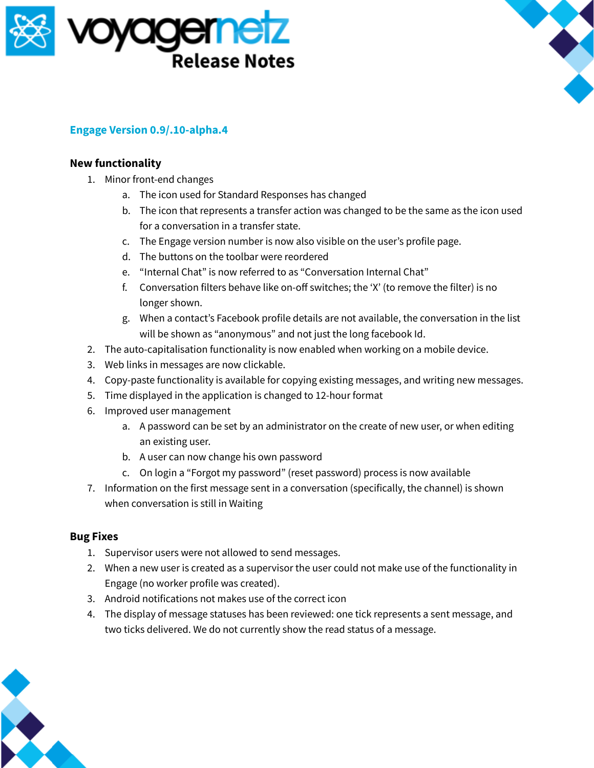# voyagernetz Release Notes

## Engage Version 0.9/.10-alpha.4

### New functionality

1. Minor front-end changes
    a. The icon used for Standard Responses has changed
    b. The icon that represents a transfer action was changed to be the same as the icon used for a conversation in a transfer state.
    c. The Engage version number is now also visible on the user's profile page.
    d. The buttons on the toolbar were reordered
    e. "Internal Chat" is now referred to as "Conversation Internal Chat"
    f. Conversation filters behave like on-off switches; the 'X' (to remove the filter) is no longer shown.
    g. When a contact's Facebook profile details are not available, the conversation in the list will be shown as "anonymous" and not just the long facebook Id.
2. The auto-capitalisation functionality is now enabled when working on a mobile device.
3. Web links in messages are now clickable.
4. Copy-paste functionality is available for copying existing messages, and writing new messages.
5. Time displayed in the application is changed to 12-hour format
6. Improved user management
    a. A password can be set by an administrator on the create of new user, or when editing an existing user.
    b. A user can now change his own password
    c. On login a "Forgot my password" (reset password) process is now available
7. Information on the first message sent in a conversation (specifically, the channel) is shown when conversation is still in Waiting

### Bug Fixes

1. Supervisor users were not allowed to send messages.
2. When a new user is created as a supervisor the user could not make use of the functionality in Engage (no worker profile was created).
3. Android notifications not makes use of the correct icon
4. The display of message statuses has been reviewed: one tick represents a sent message, and two ticks delivered. We do not currently show the read status of a message.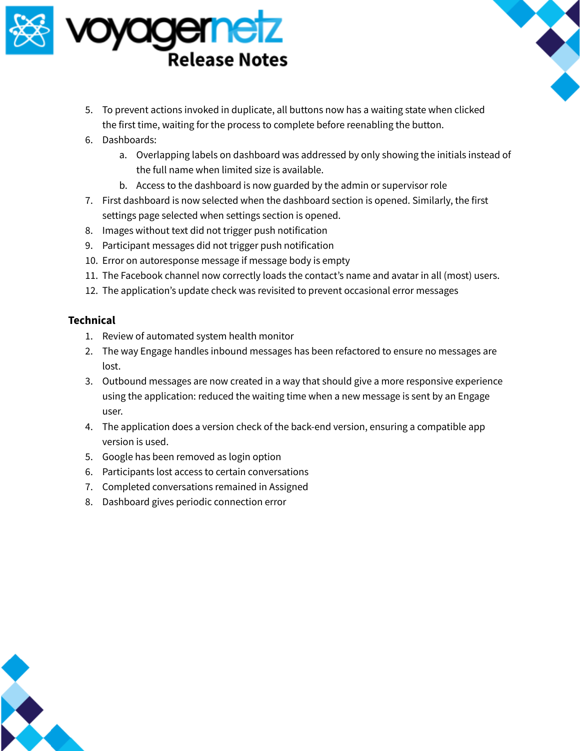5. To prevent actions invoked in duplicate, all buttons now has a waiting state when clicked the first time, waiting for the process to complete before reenabling the button.
6. Dashboards:
   a. Overlapping labels on dashboard was addressed by only showing the initials instead of the full name when limited size is available.
   b. Access to the dashboard is now guarded by the admin or supervisor role
7. First dashboard is now selected when the dashboard section is opened. Similarly, the first settings page selected when settings section is opened.
8. Images without text did not trigger push notification
9. Participant messages did not trigger push notification
10. Error on autoresponse message if message body is empty
11. The Facebook channel now correctly loads the contact's name and avatar in all (most) users.
12. The application's update check was revisited to prevent occasional error messages

**Technical**

1. Review of automated system health monitor
2. The way Engage handles inbound messages has been refactored to ensure no messages are lost.
3. Outbound messages are now created in a way that should give a more responsive experience using the application: reduced the waiting time when a new message is sent by an Engage user.
4. The application does a version check of the back-end version, ensuring a compatible app version is used.
5. Google has been removed as login option
6. Participants lost access to certain conversations
7. Completed conversations remained in Assigned
8. Dashboard gives periodic connection error